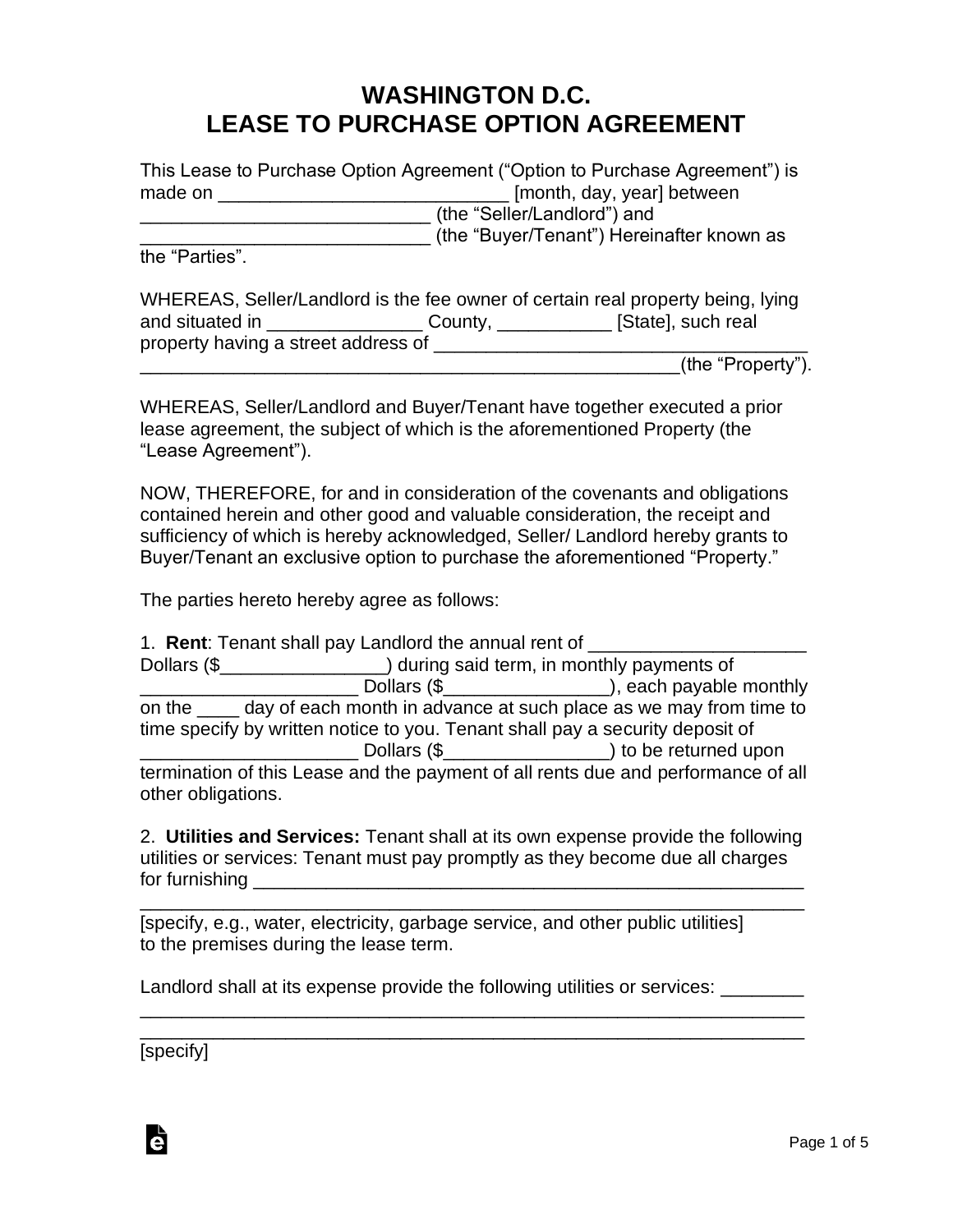# WASHINGTON D.C.
# LEASE TO PURCHASE OPTION AGREEMENT

This Lease to Purchase Option Agreement ("Option to Purchase Agreement") is made on ___________________________ [month, day, year] between ____________________________ (the "Seller/Landlord") and ____________________________ (the "Buyer/Tenant") Hereinafter known as the "Parties".

WHEREAS, Seller/Landlord is the fee owner of certain real property being, lying and situated in _______________ County, ___________ [State], such real property having a street address of ____________________________________ _____________________________________________________(the "Property").

WHEREAS, Seller/Landlord and Buyer/Tenant have together executed a prior lease agreement, the subject of which is the aforementioned Property (the "Lease Agreement").

NOW, THEREFORE, for and in consideration of the covenants and obligations contained herein and other good and valuable consideration, the receipt and sufficiency of which is hereby acknowledged, Seller/ Landlord hereby grants to Buyer/Tenant an exclusive option to purchase the aforementioned "Property."

The parties hereto hereby agree as follows:

1. **Rent**: Tenant shall pay Landlord the annual rent of _____________________ Dollars ($________________) during said term, in monthly payments of _____________________ Dollars ($________________), each payable monthly on the ____ day of each month in advance at such place as we may from time to time specify by written notice to you. Tenant shall pay a security deposit of _____________________ Dollars ($________________) to be returned upon termination of this Lease and the payment of all rents due and performance of all other obligations.

2. **Utilities and Services:** Tenant shall at its own expense provide the following utilities or services: Tenant must pay promptly as they become due all charges for furnishing _________________________________________________________ _________________________________________________________________ [specify, e.g., water, electricity, garbage service, and other public utilities] to the premises during the lease term.

Landlord shall at its expense provide the following utilities or services: ________ _________________________________________________________________ _________________________________________________________________ [specify]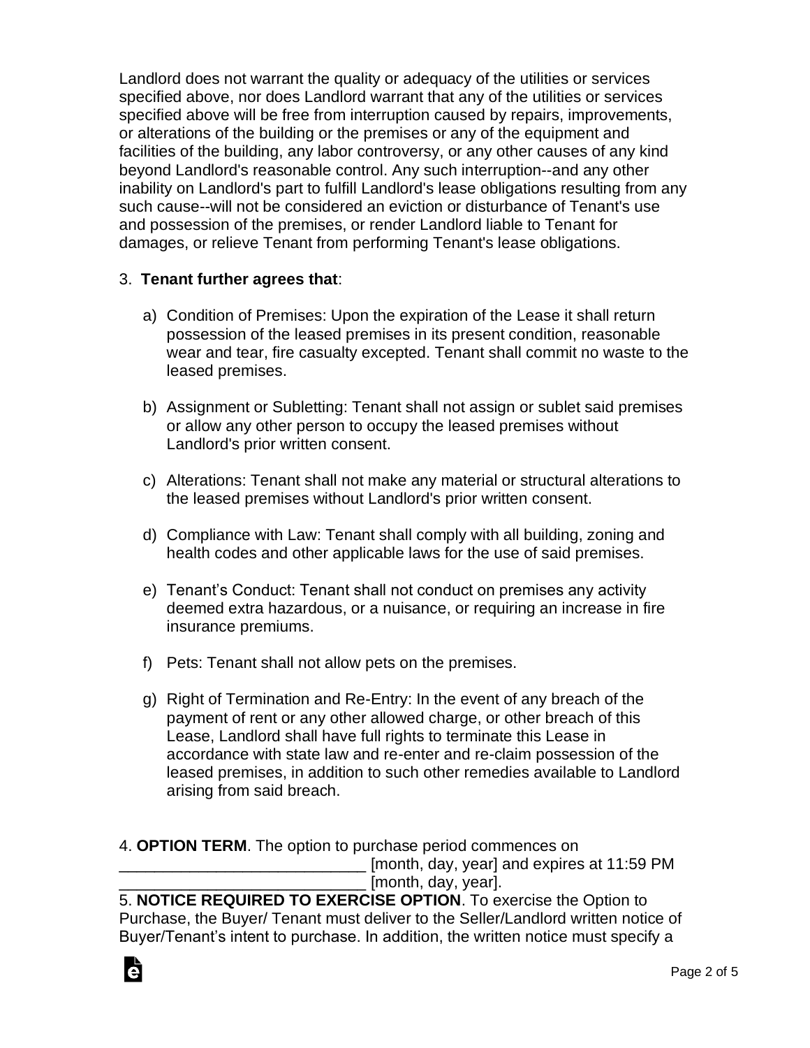Landlord does not warrant the quality or adequacy of the utilities or services specified above, nor does Landlord warrant that any of the utilities or services specified above will be free from interruption caused by repairs, improvements, or alterations of the building or the premises or any of the equipment and facilities of the building, any labor controversy, or any other causes of any kind beyond Landlord's reasonable control. Any such interruption--and any other inability on Landlord's part to fulfill Landlord's lease obligations resulting from any such cause--will not be considered an eviction or disturbance of Tenant's use and possession of the premises, or render Landlord liable to Tenant for damages, or relieve Tenant from performing Tenant's lease obligations.

3. **Tenant further agrees that**:

a) Condition of Premises: Upon the expiration of the Lease it shall return possession of the leased premises in its present condition, reasonable wear and tear, fire casualty excepted. Tenant shall commit no waste to the leased premises.

b) Assignment or Subletting: Tenant shall not assign or sublet said premises or allow any other person to occupy the leased premises without Landlord's prior written consent.

c) Alterations: Tenant shall not make any material or structural alterations to the leased premises without Landlord's prior written consent.

d) Compliance with Law: Tenant shall comply with all building, zoning and health codes and other applicable laws for the use of said premises.

e) Tenant's Conduct: Tenant shall not conduct on premises any activity deemed extra hazardous, or a nuisance, or requiring an increase in fire insurance premiums.

f) Pets: Tenant shall not allow pets on the premises.

g) Right of Termination and Re-Entry: In the event of any breach of the payment of rent or any other allowed charge, or other breach of this Lease, Landlord shall have full rights to terminate this Lease in accordance with state law and re-enter and re-claim possession of the leased premises, in addition to such other remedies available to Landlord arising from said breach.

4. **OPTION TERM**. The option to purchase period commences on ____________________________ [month, day, year] and expires at 11:59 PM ____________________________ [month, day, year].

5. **NOTICE REQUIRED TO EXERCISE OPTION**. To exercise the Option to Purchase, the Buyer/ Tenant must deliver to the Seller/Landlord written notice of Buyer/Tenant's intent to purchase. In addition, the written notice must specify a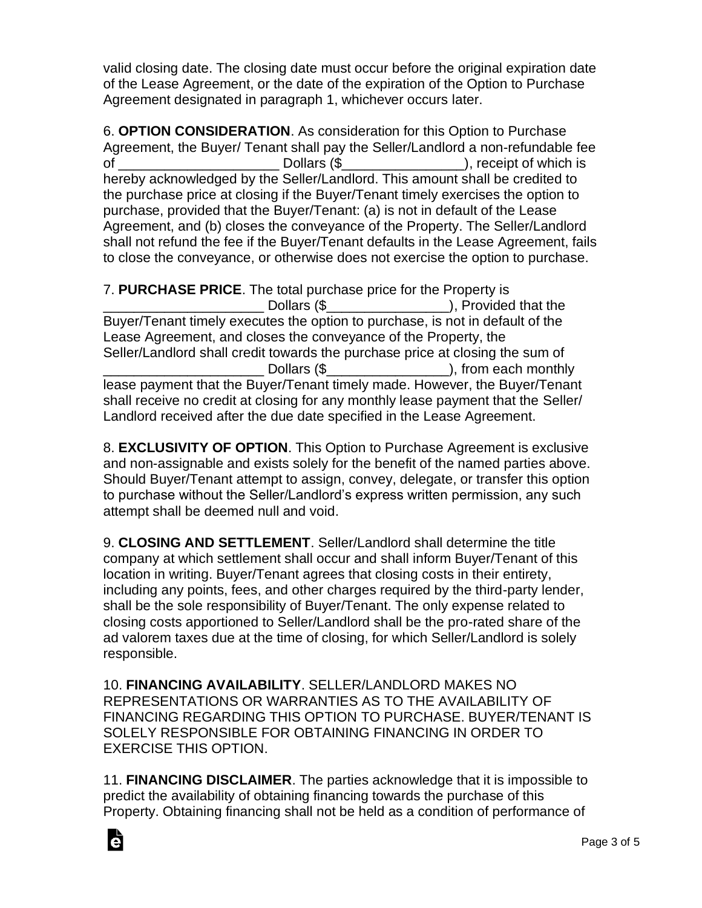valid closing date. The closing date must occur before the original expiration date of the Lease Agreement, or the date of the expiration of the Option to Purchase Agreement designated in paragraph 1, whichever occurs later.

6. **OPTION CONSIDERATION**. As consideration for this Option to Purchase Agreement, the Buyer/ Tenant shall pay the Seller/Landlord a non-refundable fee of _____________________ Dollars ($________________), receipt of which is hereby acknowledged by the Seller/Landlord. This amount shall be credited to the purchase price at closing if the Buyer/Tenant timely exercises the option to purchase, provided that the Buyer/Tenant: (a) is not in default of the Lease Agreement, and (b) closes the conveyance of the Property. The Seller/Landlord shall not refund the fee if the Buyer/Tenant defaults in the Lease Agreement, fails to close the conveyance, or otherwise does not exercise the option to purchase.

7. **PURCHASE PRICE**. The total purchase price for the Property is _____________________ Dollars ($________________), Provided that the Buyer/Tenant timely executes the option to purchase, is not in default of the Lease Agreement, and closes the conveyance of the Property, the Seller/Landlord shall credit towards the purchase price at closing the sum of _____________________ Dollars ($________________), from each monthly lease payment that the Buyer/Tenant timely made. However, the Buyer/Tenant shall receive no credit at closing for any monthly lease payment that the Seller/ Landlord received after the due date specified in the Lease Agreement.

8. **EXCLUSIVITY OF OPTION**. This Option to Purchase Agreement is exclusive and non-assignable and exists solely for the benefit of the named parties above. Should Buyer/Tenant attempt to assign, convey, delegate, or transfer this option to purchase without the Seller/Landlord's express written permission, any such attempt shall be deemed null and void.

9. **CLOSING AND SETTLEMENT**. Seller/Landlord shall determine the title company at which settlement shall occur and shall inform Buyer/Tenant of this location in writing. Buyer/Tenant agrees that closing costs in their entirety, including any points, fees, and other charges required by the third-party lender, shall be the sole responsibility of Buyer/Tenant. The only expense related to closing costs apportioned to Seller/Landlord shall be the pro-rated share of the ad valorem taxes due at the time of closing, for which Seller/Landlord is solely responsible.

10. **FINANCING AVAILABILITY**. SELLER/LANDLORD MAKES NO REPRESENTATIONS OR WARRANTIES AS TO THE AVAILABILITY OF FINANCING REGARDING THIS OPTION TO PURCHASE. BUYER/TENANT IS SOLELY RESPONSIBLE FOR OBTAINING FINANCING IN ORDER TO EXERCISE THIS OPTION.

11. **FINANCING DISCLAIMER**. The parties acknowledge that it is impossible to predict the availability of obtaining financing towards the purchase of this Property. Obtaining financing shall not be held as a condition of performance of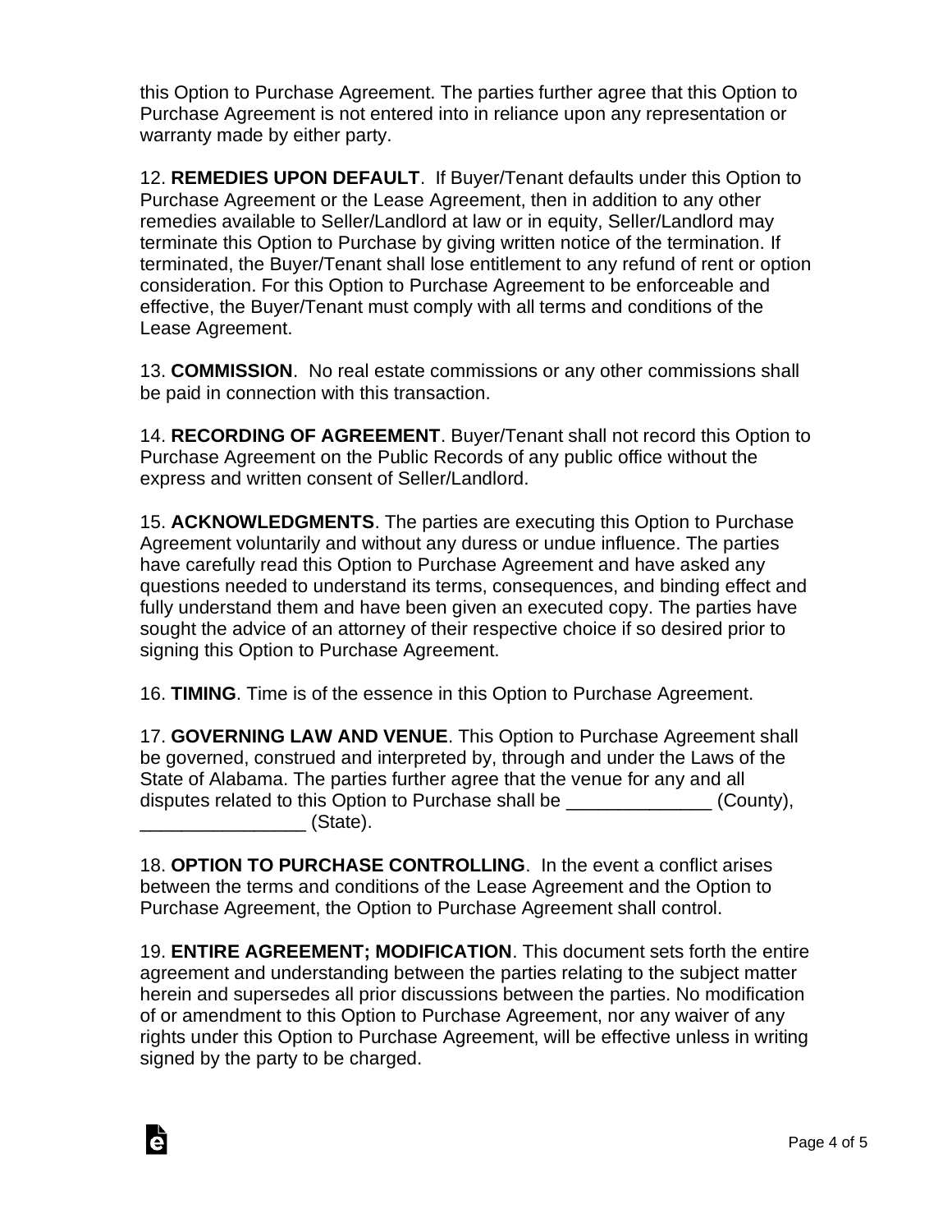this Option to Purchase Agreement. The parties further agree that this Option to Purchase Agreement is not entered into in reliance upon any representation or warranty made by either party.

12. **REMEDIES UPON DEFAULT**. If Buyer/Tenant defaults under this Option to Purchase Agreement or the Lease Agreement, then in addition to any other remedies available to Seller/Landlord at law or in equity, Seller/Landlord may terminate this Option to Purchase by giving written notice of the termination. If terminated, the Buyer/Tenant shall lose entitlement to any refund of rent or option consideration. For this Option to Purchase Agreement to be enforceable and effective, the Buyer/Tenant must comply with all terms and conditions of the Lease Agreement.

13. **COMMISSION**. No real estate commissions or any other commissions shall be paid in connection with this transaction.

14. **RECORDING OF AGREEMENT**. Buyer/Tenant shall not record this Option to Purchase Agreement on the Public Records of any public office without the express and written consent of Seller/Landlord.

15. **ACKNOWLEDGMENTS**. The parties are executing this Option to Purchase Agreement voluntarily and without any duress or undue influence. The parties have carefully read this Option to Purchase Agreement and have asked any questions needed to understand its terms, consequences, and binding effect and fully understand them and have been given an executed copy. The parties have sought the advice of an attorney of their respective choice if so desired prior to signing this Option to Purchase Agreement.

16. **TIMING**. Time is of the essence in this Option to Purchase Agreement.

17. **GOVERNING LAW AND VENUE**. This Option to Purchase Agreement shall be governed, construed and interpreted by, through and under the Laws of the State of Alabama. The parties further agree that the venue for any and all disputes related to this Option to Purchase shall be ______________ (County), ________________ (State).

18. **OPTION TO PURCHASE CONTROLLING**. In the event a conflict arises between the terms and conditions of the Lease Agreement and the Option to Purchase Agreement, the Option to Purchase Agreement shall control.

19. **ENTIRE AGREEMENT; MODIFICATION**. This document sets forth the entire agreement and understanding between the parties relating to the subject matter herein and supersedes all prior discussions between the parties. No modification of or amendment to this Option to Purchase Agreement, nor any waiver of any rights under this Option to Purchase Agreement, will be effective unless in writing signed by the party to be charged.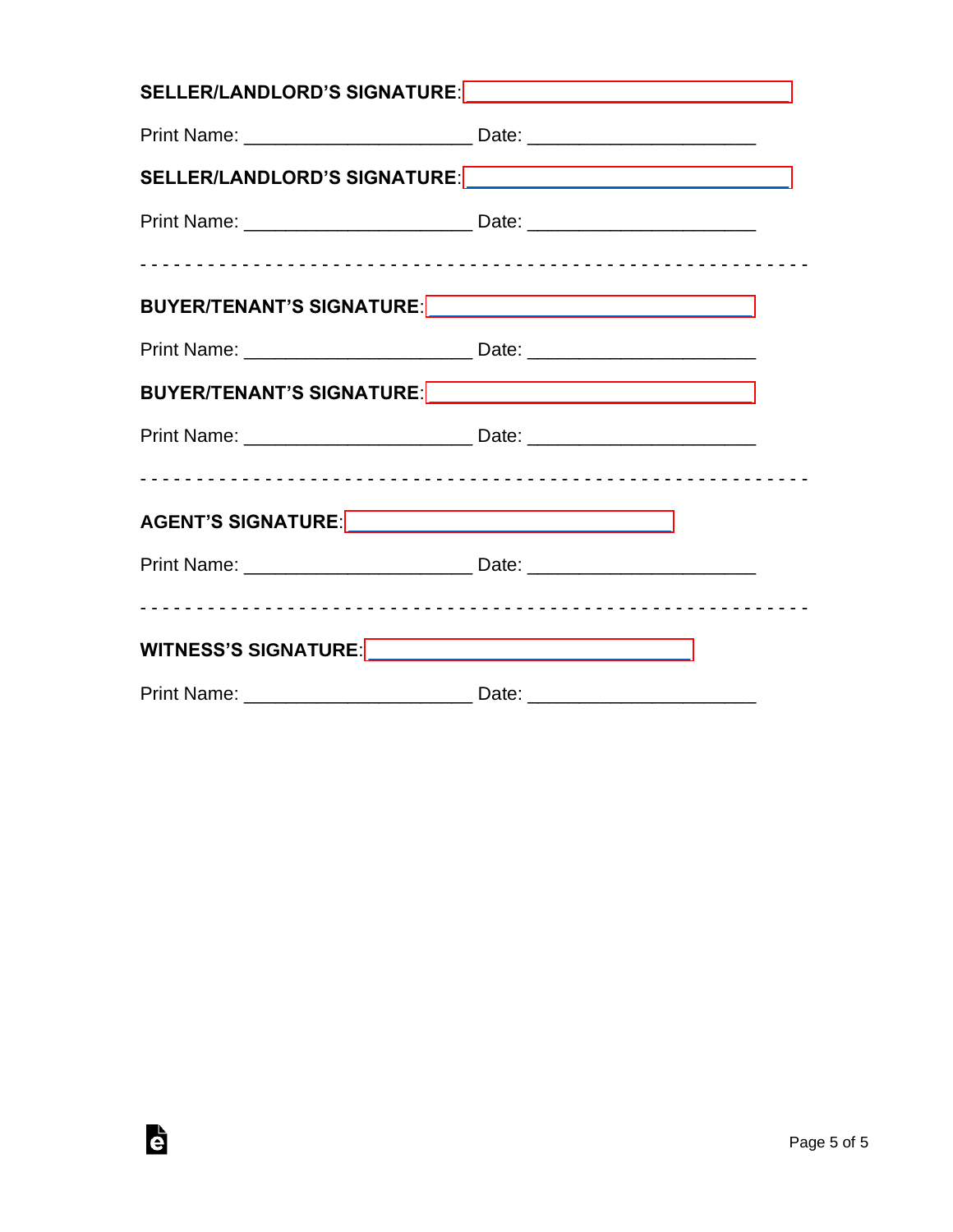**SELLER/LANDLORD'S SIGNATURE**: ________________________________

Print Name: ______________________ Date: ______________________

**SELLER/LANDLORD'S SIGNATURE**: ________________________________

Print Name: ______________________ Date: ______________________

- - - - - - - - - - - - - - - - - - - - - - - - - - - - - - - - - - - - - - - - - - - - - - - - - - - - - - - - - - - - - -

**BUYER/TENANT'S SIGNATURE**: ________________________________

Print Name: ______________________ Date: ______________________

**BUYER/TENANT'S SIGNATURE**: ________________________________

Print Name: ______________________ Date: ______________________

- - - - - - - - - - - - - - - - - - - - - - - - - - - - - - - - - - - - - - - - - - - - - - - - - - - - - - - - - - - - - -

**AGENT'S SIGNATURE**: ________________________________

Print Name: ______________________ Date: ______________________

- - - - - - - - - - - - - - - - - - - - - - - - - - - - - - - - - - - - - - - - - - - - - - - - - - - - - - - - - - - - - -

**WITNESS'S SIGNATURE**: ________________________________

Print Name: ______________________ Date: ______________________